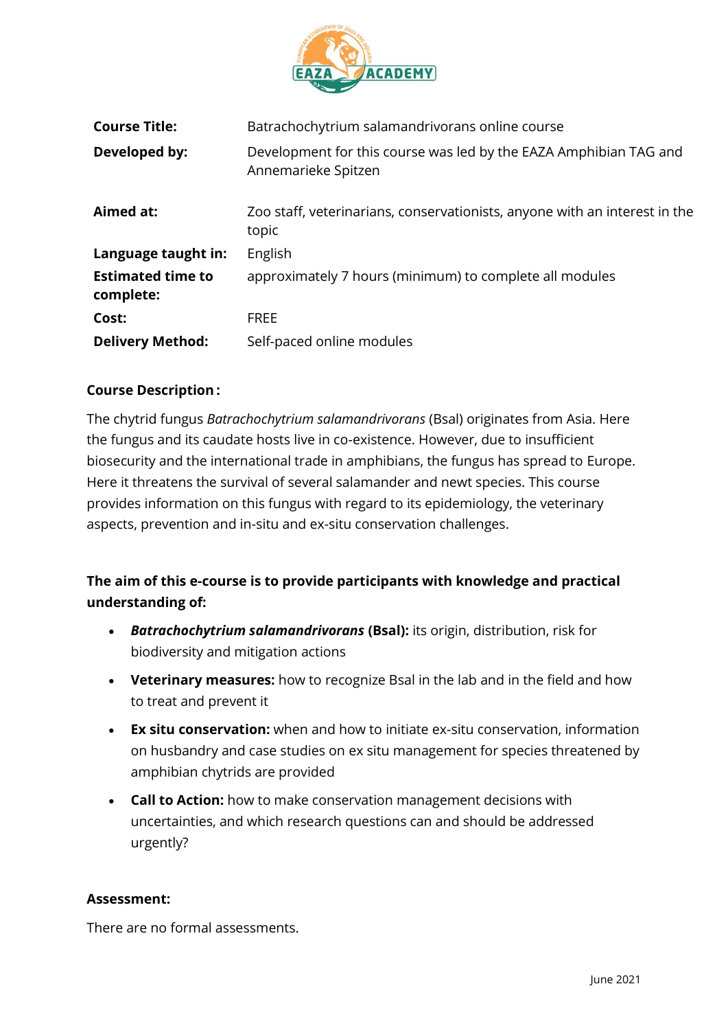| | |
|---|---|
| **Course Title:** | Batrachochytrium salamandrivorans online course |
| **Developed by:** | Development for this course was led by the EAZA Amphibian TAG and Annemarieke Spitzen |
| **Aimed at:** | Zoo staff, veterinarians, conservationists, anyone with an interest in the topic |
| **Language taught in:** | English |
| **Estimated time to complete:** | approximately 7 hours (minimum) to complete all modules |
| **Cost:** | FREE |
| **Delivery Method:** | Self-paced online modules |

**Course Description :**

The chytrid fungus *Batrachochytrium salamandrivorans* (Bsal) originates from Asia. Here the fungus and its caudate hosts live in co-existence. However, due to insufficient biosecurity and the international trade in amphibians, the fungus has spread to Europe. Here it threatens the survival of several salamander and newt species. This course provides information on this fungus with regard to its epidemiology, the veterinary aspects, prevention and in-situ and ex-situ conservation challenges.

**The aim of this e-course is to provide participants with knowledge and practical understanding of:**

- ***Batrachochytrium salamandrivorans* (Bsal):** its origin, distribution, risk for biodiversity and mitigation actions
- **Veterinary measures:** how to recognize Bsal in the lab and in the field and how to treat and prevent it
- **Ex situ conservation:** when and how to initiate ex-situ conservation, information on husbandry and case studies on ex situ management for species threatened by amphibian chytrids are provided
- **Call to Action:** how to make conservation management decisions with uncertainties, and which research questions can and should be addressed urgently?

**Assessment:**

There are no formal assessments.

June 2021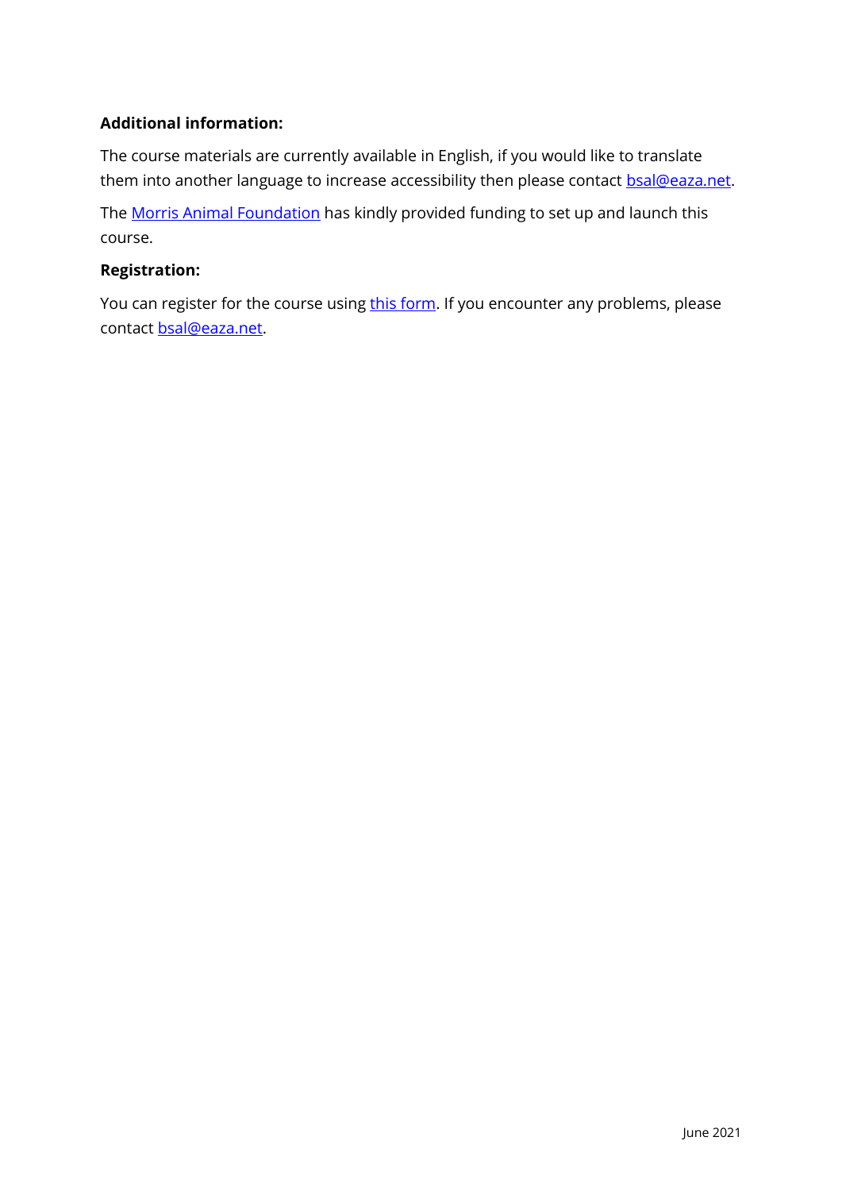**Additional information:**

The course materials are currently available in English, if you would like to translate them into another language to increase accessibility then please contact bsal@eaza.net.

The Morris Animal Foundation has kindly provided funding to set up and launch this course.

**Registration:**

You can register for the course using this form. If you encounter any problems, please contact bsal@eaza.net.

June 2021